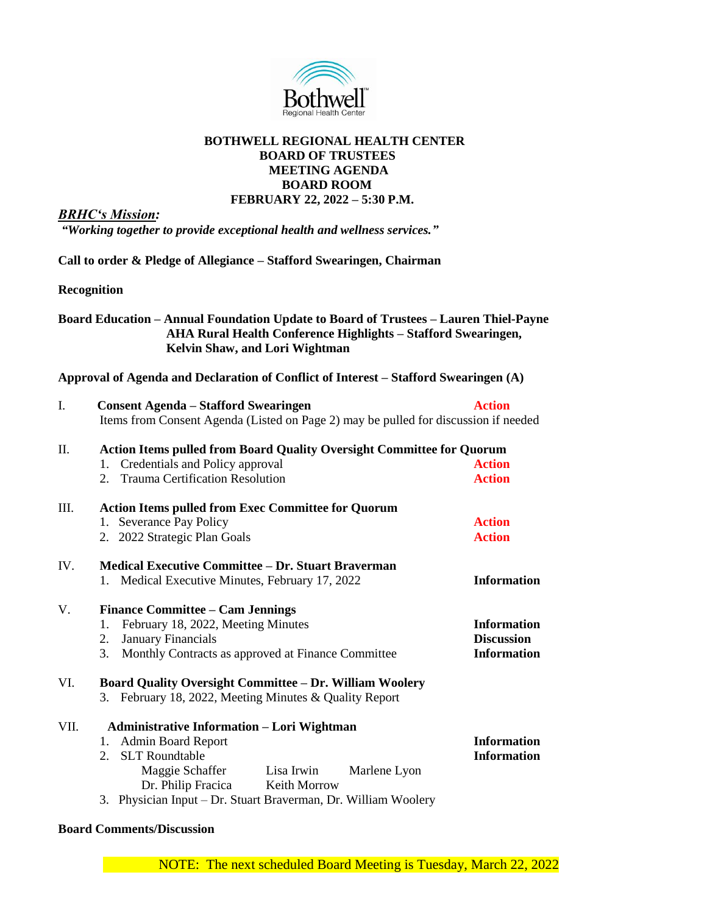# BOTHWELL REGIONAL HEALTH CENTER
## BOARD OF TRUSTEES
## MEETING AGENDA
## BOARD ROOM
## FEBRUARY 22, 2022 – 5:30 P.M.

***BRHC's Mission:***

***"Working together to provide exceptional health and wellness services."***

**Call to order & Pledge of Allegiance – Stafford Swearingen, Chairman**

**Recognition**

**Board Education – Annual Foundation Update to Board of Trustees – Lauren Thiel-Payne**
**AHA Rural Health Conference Highlights – Stafford Swearingen, Kelvin Shaw, and Lori Wightman**

**Approval of Agenda and Declaration of Conflict of Interest – Stafford Swearingen (A)**

I. **Consent Agenda – Stafford Swearingen** — **Action**
Items from Consent Agenda (Listed on Page 2) may be pulled for discussion if needed

II. **Action Items pulled from Board Quality Oversight Committee for Quorum**
1. Credentials and Policy approval — **Action**
2. Trauma Certification Resolution — **Action**

III. **Action Items pulled from Exec Committee for Quorum**
1. Severance Pay Policy — **Action**
2. 2022 Strategic Plan Goals — **Action**

IV. **Medical Executive Committee – Dr. Stuart Braverman**
1. Medical Executive Minutes, February 17, 2022 — **Information**

V. **Finance Committee – Cam Jennings**
1. February 18, 2022, Meeting Minutes — **Information**
2. January Financials — **Discussion**
3. Monthly Contracts as approved at Finance Committee — **Information**

VI. **Board Quality Oversight Committee – Dr. William Woolery**
3. February 18, 2022, Meeting Minutes & Quality Report

VII. **Administrative Information – Lori Wightman**
1. Admin Board Report — **Information**
2. SLT Roundtable — **Information**
   Maggie Schaffer, Lisa Irwin, Marlene Lyon
   Dr. Philip Fracica, Keith Morrow
3. Physician Input – Dr. Stuart Braverman, Dr. William Woolery

**Board Comments/Discussion**

NOTE: The next scheduled Board Meeting is Tuesday, March 22, 2022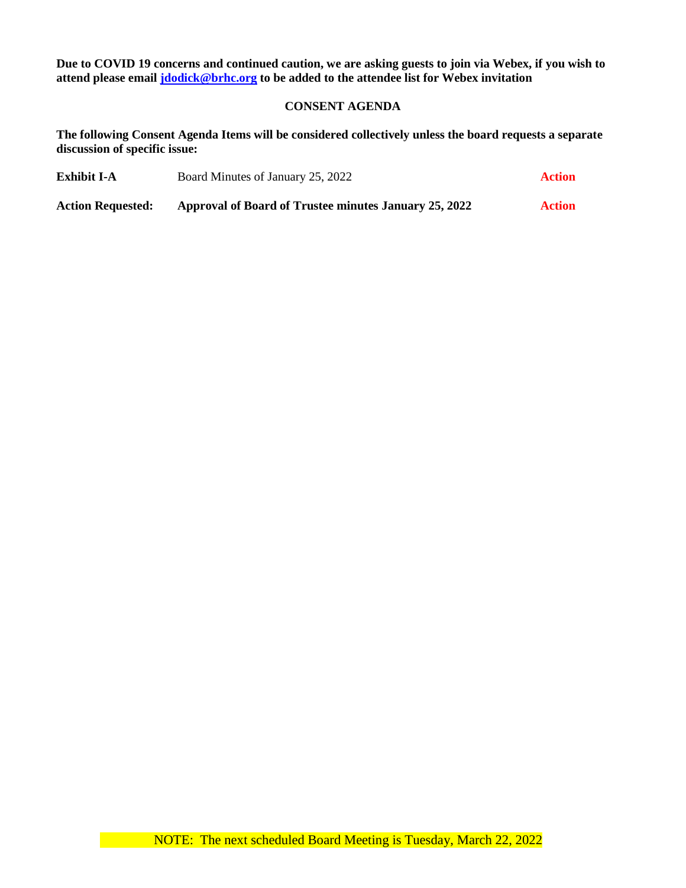**Due to COVID 19 concerns and continued caution, we are asking guests to join via Webex, if you wish to attend please email [jdodick@brhc.org](mailto:jdodick@brhc.org) to be added to the attendee list for Webex invitation**

## CONSENT AGENDA

**The following Consent Agenda Items will be considered collectively unless the board requests a separate discussion of specific issue:**

| | | |
|---|---|---|
| **Exhibit I-A** | Board Minutes of January 25, 2022 | **Action** |
| **Action Requested:** | **Approval of Board of Trustee minutes January 25, 2022** | **Action** |

NOTE: The next scheduled Board Meeting is Tuesday, March 22, 2022